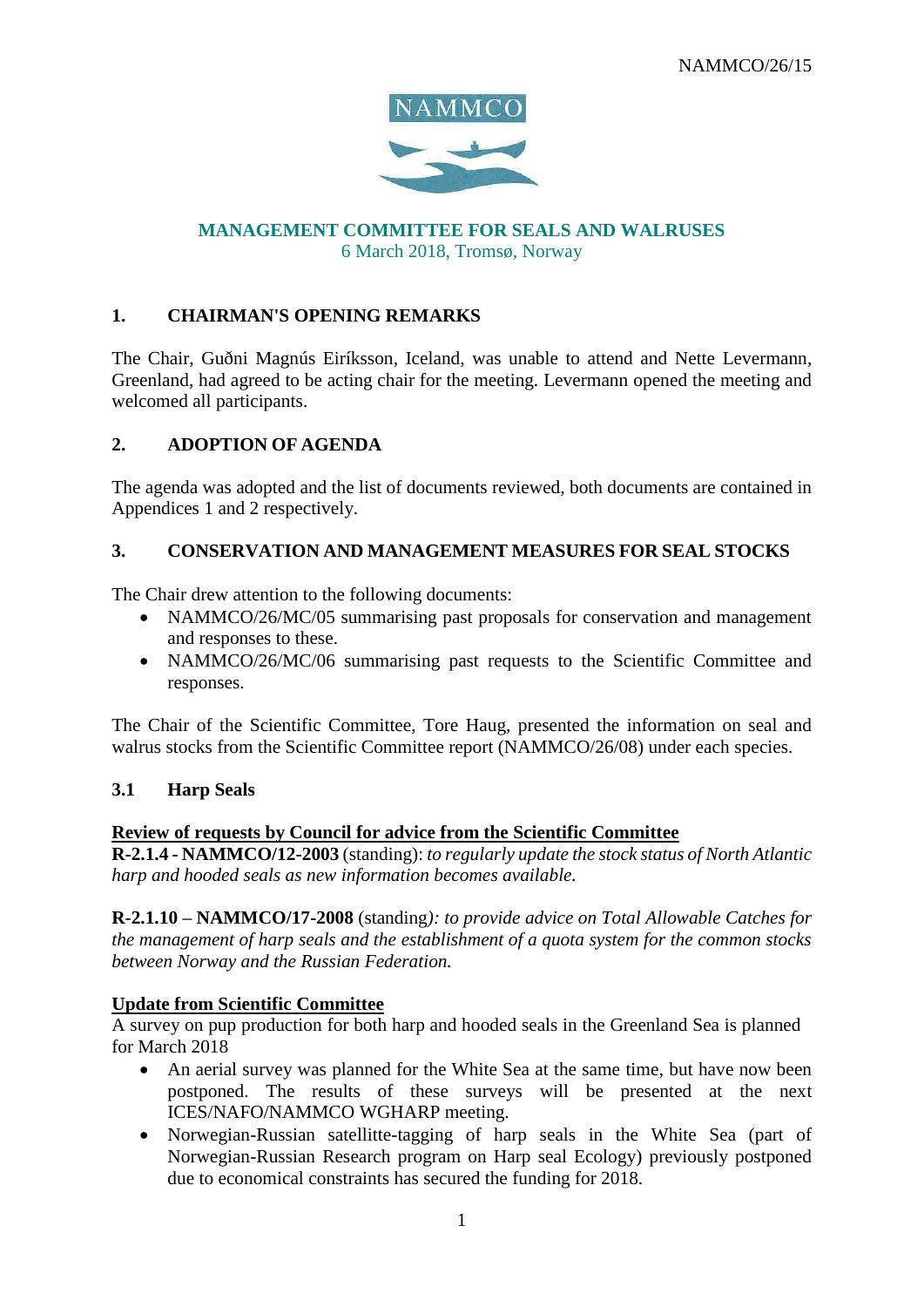NAMMCO/26/15

# MANAGEMENT COMMITTEE FOR SEALS AND WALRUSES

6 March 2018, Tromsø, Norway

## 1. CHAIRMAN'S OPENING REMARKS

The Chair, Guðni Magnús Eiríksson, Iceland, was unable to attend and Nette Levermann, Greenland, had agreed to be acting chair for the meeting. Levermann opened the meeting and welcomed all participants.

## 2. ADOPTION OF AGENDA

The agenda was adopted and the list of documents reviewed, both documents are contained in Appendices 1 and 2 respectively.

## 3. CONSERVATION AND MANAGEMENT MEASURES FOR SEAL STOCKS

The Chair drew attention to the following documents:

- NAMMCO/26/MC/05 summarising past proposals for conservation and management and responses to these.
- NAMMCO/26/MC/06 summarising past requests to the Scientific Committee and responses.

The Chair of the Scientific Committee, Tore Haug, presented the information on seal and walrus stocks from the Scientific Committee report (NAMMCO/26/08) under each species.

### 3.1 Harp Seals

**Review of requests by Council for advice from the Scientific Committee**

**R-2.1.4 - NAMMCO/12-2003** (standing): *to regularly update the stock status of North Atlantic harp and hooded seals as new information becomes available.*

**R-2.1.10 – NAMMCO/17-2008** (standing)*: to provide advice on Total Allowable Catches for the management of harp seals and the establishment of a quota system for the common stocks between Norway and the Russian Federation.*

**Update from Scientific Committee**

A survey on pup production for both harp and hooded seals in the Greenland Sea is planned for March 2018

- An aerial survey was planned for the White Sea at the same time, but have now been postponed. The results of these surveys will be presented at the next ICES/NAFO/NAMMCO WGHARP meeting.
- Norwegian-Russian satellitte-tagging of harp seals in the White Sea (part of Norwegian-Russian Research program on Harp seal Ecology) previously postponed due to economical constraints has secured the funding for 2018.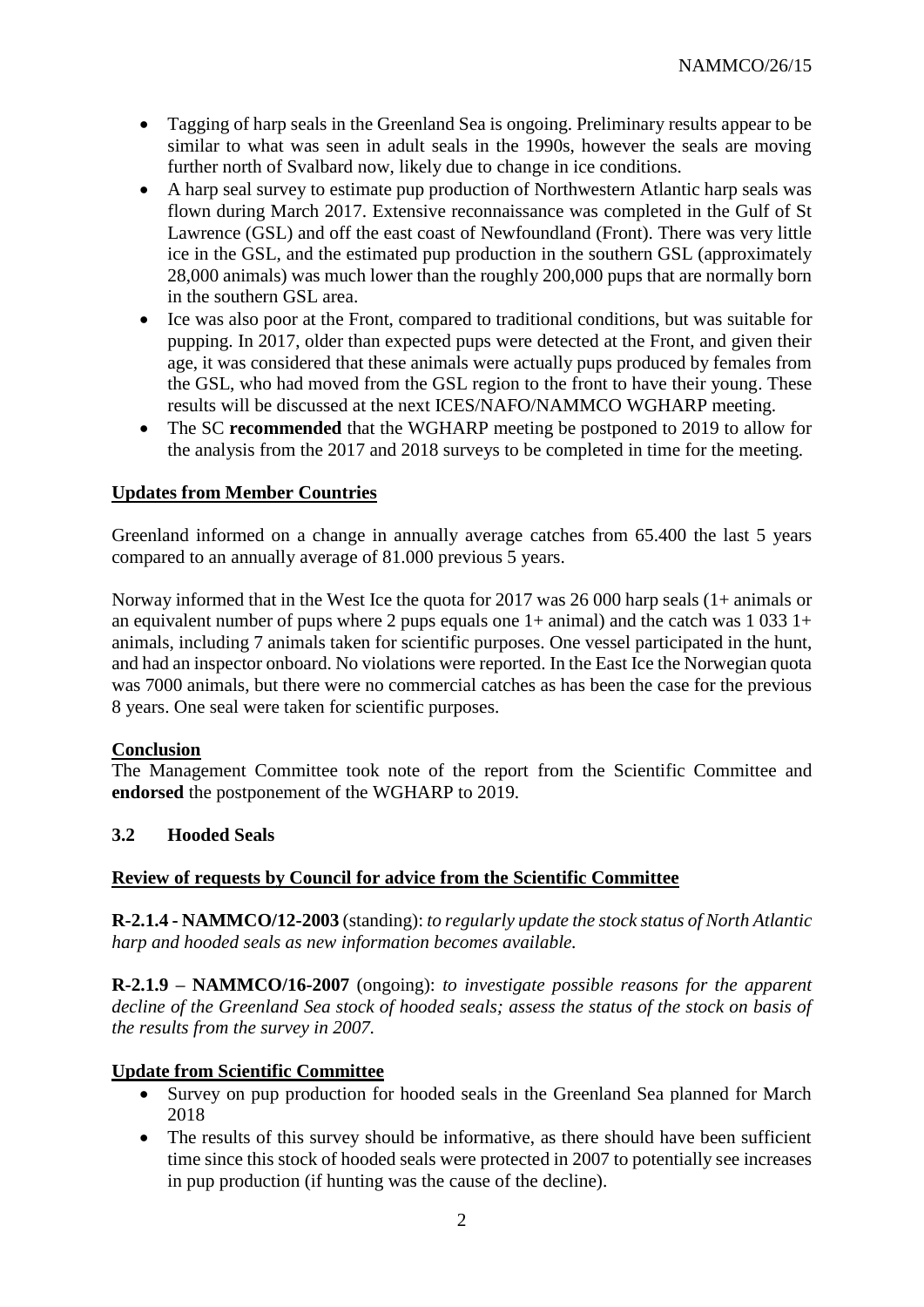- Tagging of harp seals in the Greenland Sea is ongoing. Preliminary results appear to be similar to what was seen in adult seals in the 1990s, however the seals are moving further north of Svalbard now, likely due to change in ice conditions.
- A harp seal survey to estimate pup production of Northwestern Atlantic harp seals was flown during March 2017. Extensive reconnaissance was completed in the Gulf of St Lawrence (GSL) and off the east coast of Newfoundland (Front). There was very little ice in the GSL, and the estimated pup production in the southern GSL (approximately 28,000 animals) was much lower than the roughly 200,000 pups that are normally born in the southern GSL area.
- Ice was also poor at the Front, compared to traditional conditions, but was suitable for pupping. In 2017, older than expected pups were detected at the Front, and given their age, it was considered that these animals were actually pups produced by females from the GSL, who had moved from the GSL region to the front to have their young. These results will be discussed at the next ICES/NAFO/NAMMCO WGHARP meeting.
- The SC **recommended** that the WGHARP meeting be postponed to 2019 to allow for the analysis from the 2017 and 2018 surveys to be completed in time for the meeting.

**Updates from Member Countries**

Greenland informed on a change in annually average catches from 65.400 the last 5 years compared to an annually average of 81.000 previous 5 years.

Norway informed that in the West Ice the quota for 2017 was 26 000 harp seals (1+ animals or an equivalent number of pups where 2 pups equals one 1+ animal) and the catch was 1 033 1+ animals, including 7 animals taken for scientific purposes. One vessel participated in the hunt, and had an inspector onboard. No violations were reported. In the East Ice the Norwegian quota was 7000 animals, but there were no commercial catches as has been the case for the previous 8 years. One seal were taken for scientific purposes.

**Conclusion**

The Management Committee took note of the report from the Scientific Committee and **endorsed** the postponement of the WGHARP to 2019.

### 3.2 Hooded Seals

**Review of requests by Council for advice from the Scientific Committee**

**R-2.1.4 - NAMMCO/12-2003** (standing): *to regularly update the stock status of North Atlantic harp and hooded seals as new information becomes available.*

**R-2.1.9 – NAMMCO/16-2007** (ongoing): *to investigate possible reasons for the apparent decline of the Greenland Sea stock of hooded seals; assess the status of the stock on basis of the results from the survey in 2007.*

**Update from Scientific Committee**

- Survey on pup production for hooded seals in the Greenland Sea planned for March 2018
- The results of this survey should be informative, as there should have been sufficient time since this stock of hooded seals were protected in 2007 to potentially see increases in pup production (if hunting was the cause of the decline).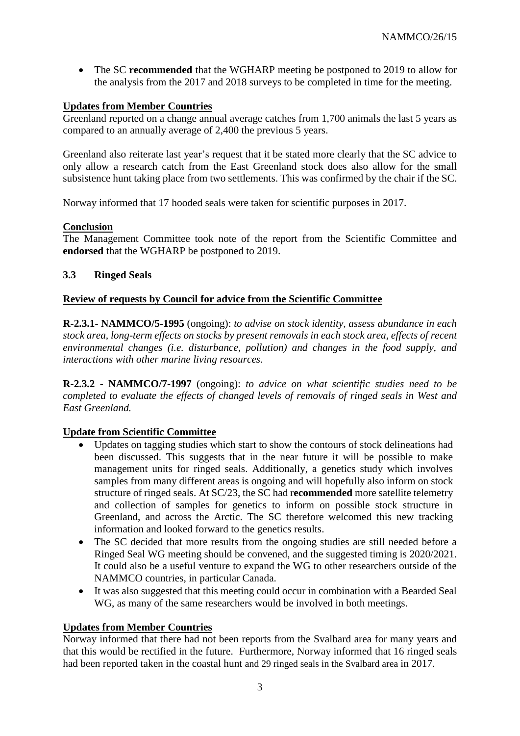- The SC **recommended** that the WGHARP meeting be postponed to 2019 to allow for the analysis from the 2017 and 2018 surveys to be completed in time for the meeting.

**Updates from Member Countries**

Greenland reported on a change annual average catches from 1,700 animals the last 5 years as compared to an annually average of 2,400 the previous 5 years.

Greenland also reiterate last year's request that it be stated more clearly that the SC advice to only allow a research catch from the East Greenland stock does also allow for the small subsistence hunt taking place from two settlements. This was confirmed by the chair if the SC.

Norway informed that 17 hooded seals were taken for scientific purposes in 2017.

**Conclusion**

The Management Committee took note of the report from the Scientific Committee and **endorsed** that the WGHARP be postponed to 2019.

### 3.3 Ringed Seals

**Review of requests by Council for advice from the Scientific Committee**

**R-2.3.1- NAMMCO/5-1995** (ongoing): *to advise on stock identity, assess abundance in each stock area, long-term effects on stocks by present removals in each stock area, effects of recent environmental changes (i.e. disturbance, pollution) and changes in the food supply, and interactions with other marine living resources.*

**R-2.3.2 - NAMMCO/7-1997** (ongoing): *to advice on what scientific studies need to be completed to evaluate the effects of changed levels of removals of ringed seals in West and East Greenland.*

**Update from Scientific Committee**

- Updates on tagging studies which start to show the contours of stock delineations had been discussed. This suggests that in the near future it will be possible to make management units for ringed seals. Additionally, a genetics study which involves samples from many different areas is ongoing and will hopefully also inform on stock structure of ringed seals. At SC/23, the SC had r**ecommended** more satellite telemetry and collection of samples for genetics to inform on possible stock structure in Greenland, and across the Arctic. The SC therefore welcomed this new tracking information and looked forward to the genetics results.
- The SC decided that more results from the ongoing studies are still needed before a Ringed Seal WG meeting should be convened, and the suggested timing is 2020/2021. It could also be a useful venture to expand the WG to other researchers outside of the NAMMCO countries, in particular Canada.
- It was also suggested that this meeting could occur in combination with a Bearded Seal WG, as many of the same researchers would be involved in both meetings.

**Updates from Member Countries**

Norway informed that there had not been reports from the Svalbard area for many years and that this would be rectified in the future. Furthermore, Norway informed that 16 ringed seals had been reported taken in the coastal hunt and 29 ringed seals in the Svalbard area in 2017.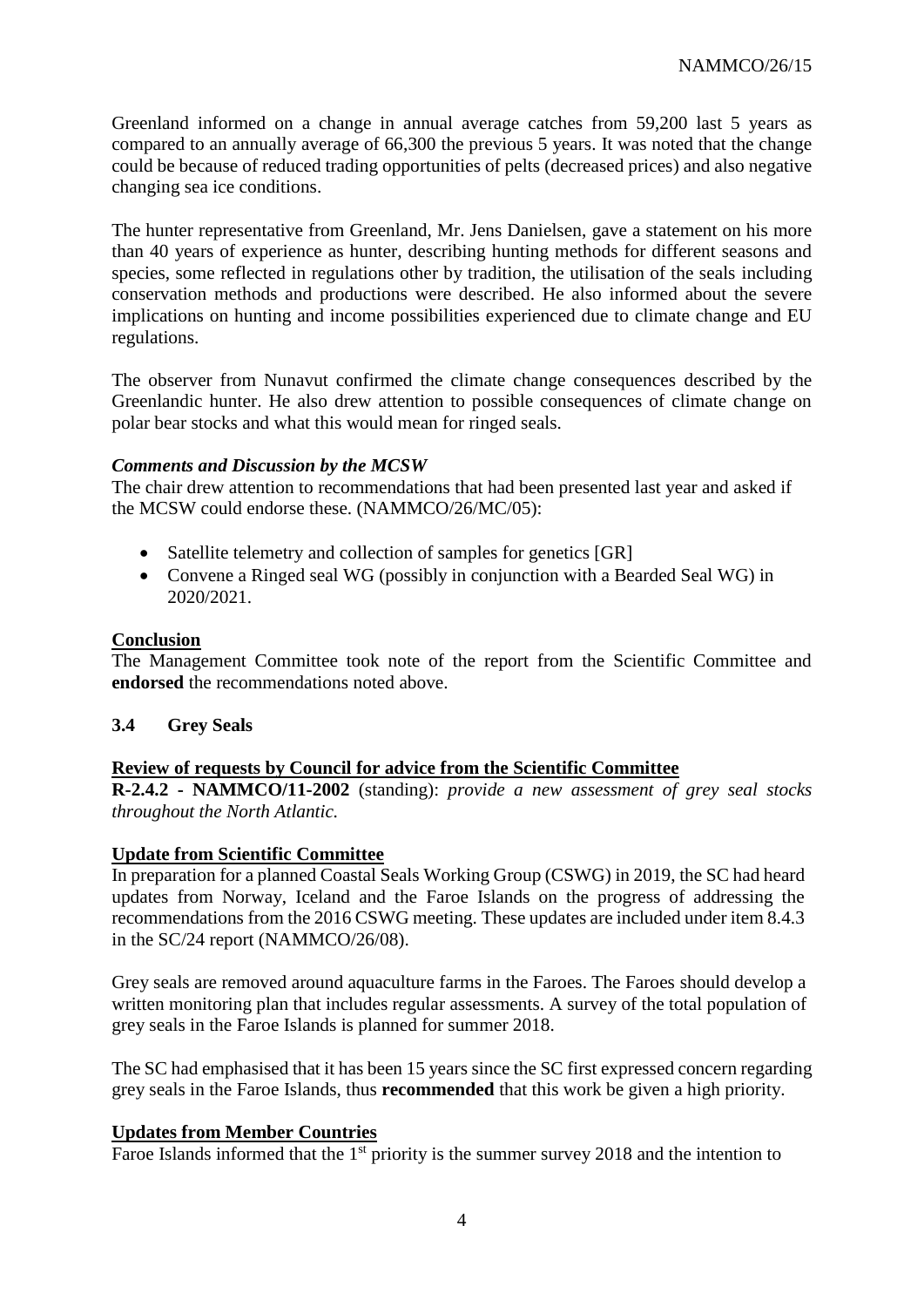Greenland informed on a change in annual average catches from 59,200 last 5 years as compared to an annually average of 66,300 the previous 5 years. It was noted that the change could be because of reduced trading opportunities of pelts (decreased prices) and also negative changing sea ice conditions.

The hunter representative from Greenland, Mr. Jens Danielsen, gave a statement on his more than 40 years of experience as hunter, describing hunting methods for different seasons and species, some reflected in regulations other by tradition, the utilisation of the seals including conservation methods and productions were described. He also informed about the severe implications on hunting and income possibilities experienced due to climate change and EU regulations.

The observer from Nunavut confirmed the climate change consequences described by the Greenlandic hunter. He also drew attention to possible consequences of climate change on polar bear stocks and what this would mean for ringed seals.

***Comments and Discussion by the MCSW***

The chair drew attention to recommendations that had been presented last year and asked if the MCSW could endorse these. (NAMMCO/26/MC/05):

- Satellite telemetry and collection of samples for genetics [GR]
- Convene a Ringed seal WG (possibly in conjunction with a Bearded Seal WG) in 2020/2021.

**Conclusion**

The Management Committee took note of the report from the Scientific Committee and **endorsed** the recommendations noted above.

### 3.4 Grey Seals

**Review of requests by Council for advice from the Scientific Committee**

**R-2.4.2 - NAMMCO/11-2002** (standing): *provide a new assessment of grey seal stocks throughout the North Atlantic.*

**Update from Scientific Committee**

In preparation for a planned Coastal Seals Working Group (CSWG) in 2019, the SC had heard updates from Norway, Iceland and the Faroe Islands on the progress of addressing the recommendations from the 2016 CSWG meeting. These updates are included under item 8.4.3 in the SC/24 report (NAMMCO/26/08).

Grey seals are removed around aquaculture farms in the Faroes. The Faroes should develop a written monitoring plan that includes regular assessments. A survey of the total population of grey seals in the Faroe Islands is planned for summer 2018.

The SC had emphasised that it has been 15 years since the SC first expressed concern regarding grey seals in the Faroe Islands, thus **recommended** that this work be given a high priority.

**Updates from Member Countries**

Faroe Islands informed that the 1st priority is the summer survey 2018 and the intention to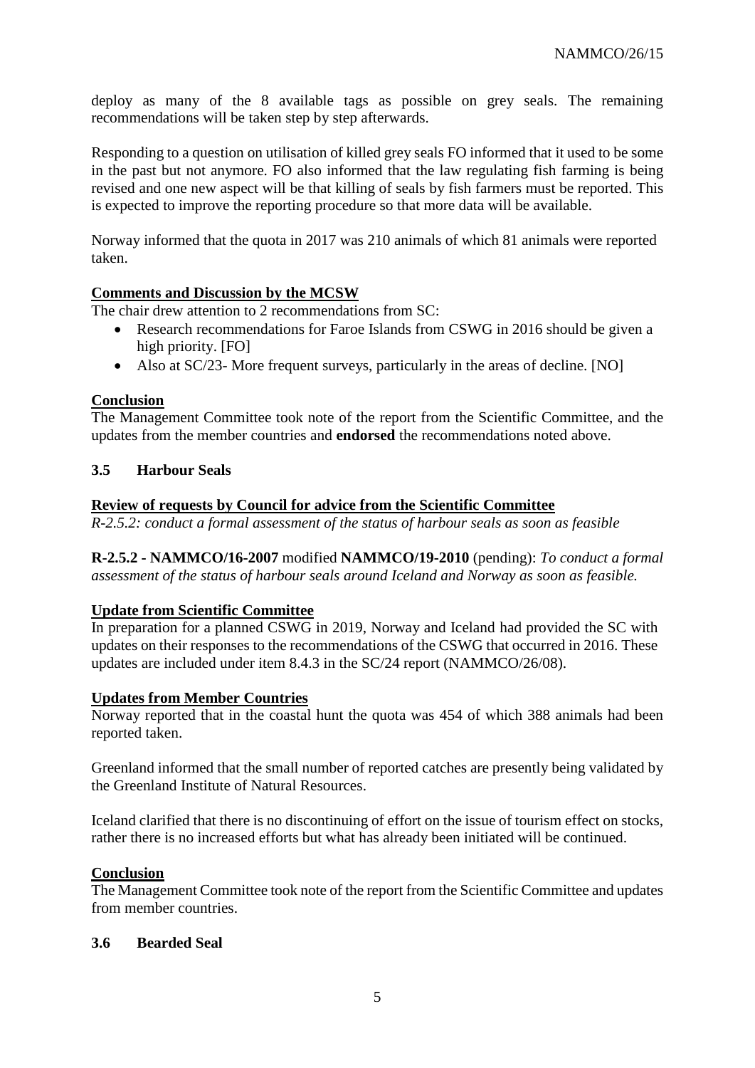deploy as many of the 8 available tags as possible on grey seals. The remaining recommendations will be taken step by step afterwards.

Responding to a question on utilisation of killed grey seals FO informed that it used to be some in the past but not anymore. FO also informed that the law regulating fish farming is being revised and one new aspect will be that killing of seals by fish farmers must be reported. This is expected to improve the reporting procedure so that more data will be available.

Norway informed that the quota in 2017 was 210 animals of which 81 animals were reported taken.

**Comments and Discussion by the MCSW**

The chair drew attention to 2 recommendations from SC:

- Research recommendations for Faroe Islands from CSWG in 2016 should be given a high priority. [FO]
- Also at SC/23- More frequent surveys, particularly in the areas of decline. [NO]

**Conclusion**

The Management Committee took note of the report from the Scientific Committee, and the updates from the member countries and **endorsed** the recommendations noted above.

### 3.5 Harbour Seals

**Review of requests by Council for advice from the Scientific Committee**

*R-2.5.2: conduct a formal assessment of the status of harbour seals as soon as feasible*

**R-2.5.2 - NAMMCO/16-2007** modified **NAMMCO/19-2010** (pending): *To conduct a formal assessment of the status of harbour seals around Iceland and Norway as soon as feasible.*

**Update from Scientific Committee**

In preparation for a planned CSWG in 2019, Norway and Iceland had provided the SC with updates on their responses to the recommendations of the CSWG that occurred in 2016. These updates are included under item 8.4.3 in the SC/24 report (NAMMCO/26/08).

**Updates from Member Countries**

Norway reported that in the coastal hunt the quota was 454 of which 388 animals had been reported taken.

Greenland informed that the small number of reported catches are presently being validated by the Greenland Institute of Natural Resources.

Iceland clarified that there is no discontinuing of effort on the issue of tourism effect on stocks, rather there is no increased efforts but what has already been initiated will be continued.

**Conclusion**

The Management Committee took note of the report from the Scientific Committee and updates from member countries.

### 3.6 Bearded Seal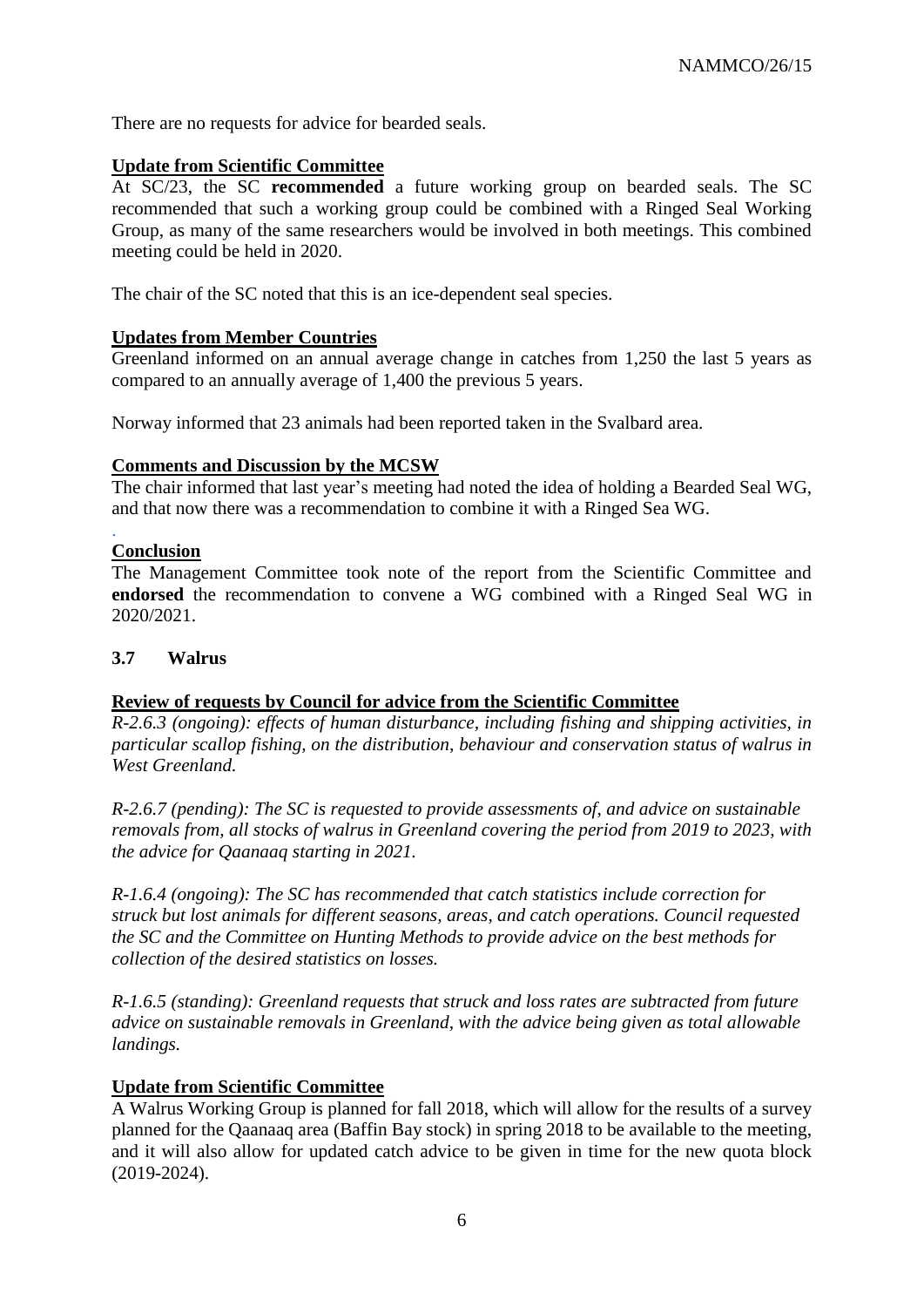There are no requests for advice for bearded seals.

**Update from Scientific Committee**

At SC/23, the SC **recommended** a future working group on bearded seals. The SC recommended that such a working group could be combined with a Ringed Seal Working Group, as many of the same researchers would be involved in both meetings. This combined meeting could be held in 2020.

The chair of the SC noted that this is an ice-dependent seal species.

**Updates from Member Countries**

Greenland informed on an annual average change in catches from 1,250 the last 5 years as compared to an annually average of 1,400 the previous 5 years.

Norway informed that 23 animals had been reported taken in the Svalbard area.

**Comments and Discussion by the MCSW**

The chair informed that last year's meeting had noted the idea of holding a Bearded Seal WG, and that now there was a recommendation to combine it with a Ringed Sea WG.

**Conclusion**

The Management Committee took note of the report from the Scientific Committee and **endorsed** the recommendation to convene a WG combined with a Ringed Seal WG in 2020/2021.

### 3.7 Walrus

**Review of requests by Council for advice from the Scientific Committee**

*R-2.6.3 (ongoing): effects of human disturbance, including fishing and shipping activities, in particular scallop fishing, on the distribution, behaviour and conservation status of walrus in West Greenland.*

*R-2.6.7 (pending): The SC is requested to provide assessments of, and advice on sustainable removals from, all stocks of walrus in Greenland covering the period from 2019 to 2023, with the advice for Qaanaaq starting in 2021.*

*R-1.6.4 (ongoing): The SC has recommended that catch statistics include correction for struck but lost animals for different seasons, areas, and catch operations. Council requested the SC and the Committee on Hunting Methods to provide advice on the best methods for collection of the desired statistics on losses.*

*R-1.6.5 (standing): Greenland requests that struck and loss rates are subtracted from future advice on sustainable removals in Greenland, with the advice being given as total allowable landings.*

**Update from Scientific Committee**

A Walrus Working Group is planned for fall 2018, which will allow for the results of a survey planned for the Qaanaaq area (Baffin Bay stock) in spring 2018 to be available to the meeting, and it will also allow for updated catch advice to be given in time for the new quota block (2019-2024).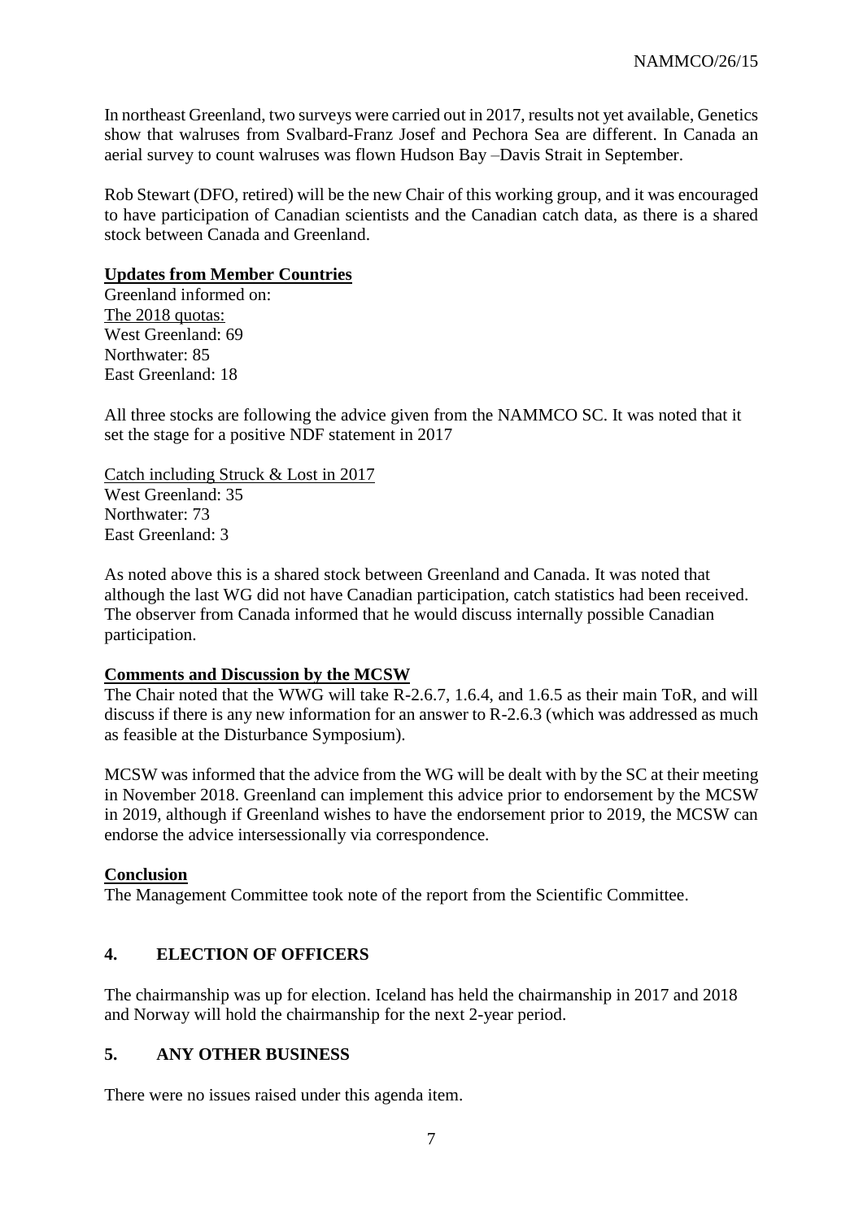In northeast Greenland, two surveys were carried out in 2017, results not yet available, Genetics show that walruses from Svalbard-Franz Josef and Pechora Sea are different. In Canada an aerial survey to count walruses was flown Hudson Bay –Davis Strait in September.

Rob Stewart (DFO, retired) will be the new Chair of this working group, and it was encouraged to have participation of Canadian scientists and the Canadian catch data, as there is a shared stock between Canada and Greenland.

**Updates from Member Countries**

Greenland informed on:
The 2018 quotas:
West Greenland: 69
Northwater: 85
East Greenland: 18

All three stocks are following the advice given from the NAMMCO SC. It was noted that it set the stage for a positive NDF statement in 2017

Catch including Struck & Lost in 2017
West Greenland: 35
Northwater: 73
East Greenland: 3

As noted above this is a shared stock between Greenland and Canada. It was noted that although the last WG did not have Canadian participation, catch statistics had been received. The observer from Canada informed that he would discuss internally possible Canadian participation.

**Comments and Discussion by the MCSW**

The Chair noted that the WWG will take R-2.6.7, 1.6.4, and 1.6.5 as their main ToR, and will discuss if there is any new information for an answer to R-2.6.3 (which was addressed as much as feasible at the Disturbance Symposium).

MCSW was informed that the advice from the WG will be dealt with by the SC at their meeting in November 2018. Greenland can implement this advice prior to endorsement by the MCSW in 2019, although if Greenland wishes to have the endorsement prior to 2019, the MCSW can endorse the advice intersessionally via correspondence.

**Conclusion**

The Management Committee took note of the report from the Scientific Committee.

## 4. ELECTION OF OFFICERS

The chairmanship was up for election. Iceland has held the chairmanship in 2017 and 2018 and Norway will hold the chairmanship for the next 2-year period.

## 5. ANY OTHER BUSINESS

There were no issues raised under this agenda item.